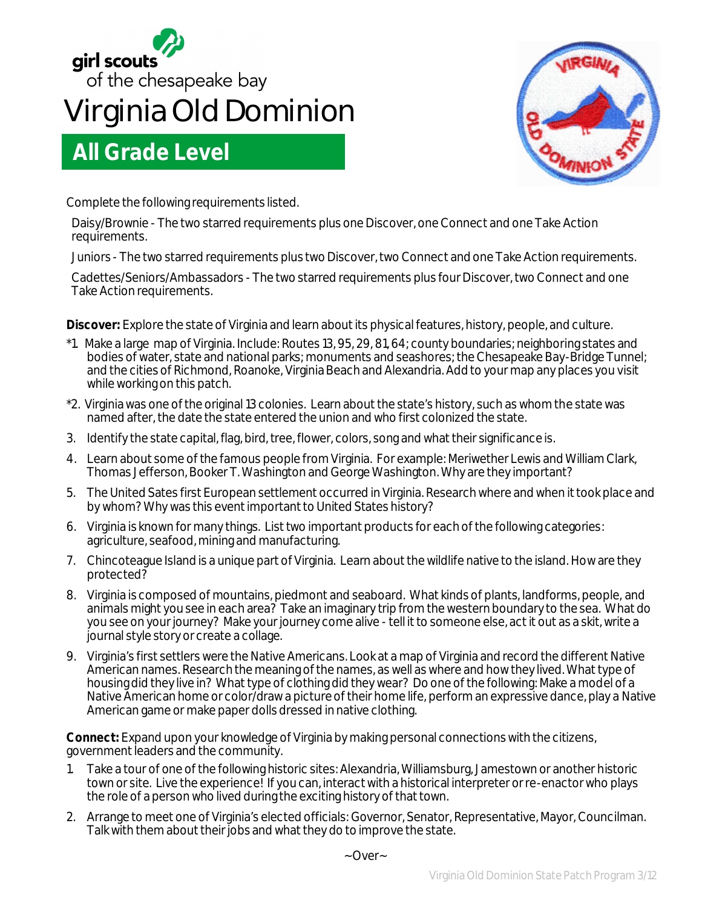girl scouts
of the chesapeake bay

# Virginia Old Dominion

## All Grade Level

Complete the following requirements listed.

Daisy/Brownie - The two starred requirements plus one Discover, one Connect and one Take Action requirements.

Juniors - The two starred requirements plus two Discover, two Connect and one Take Action requirements.

Cadettes/Seniors/Ambassadors - The two starred requirements plus four Discover, two Connect and one Take Action requirements.

**Discover:** Explore the state of Virginia and learn about its physical features, history, people, and culture.

*1. Make a large map of Virginia. Include: Routes 13, 95, 29, 81, 64; county boundaries; neighboring states and bodies of water, state and national parks; monuments and seashores; the Chesapeake Bay-Bridge Tunnel; and the cities of Richmond, Roanoke, Virginia Beach and Alexandria. Add to your map any places you visit while working on this patch.

*2. Virginia was one of the original 13 colonies. Learn about the state's history, such as whom the state was named after, the date the state entered the union and who first colonized the state.

3. Identify the state capital, flag, bird, tree, flower, colors, song and what their significance is.
4. Learn about some of the famous people from Virginia. For example: Meriwether Lewis and William Clark, Thomas Jefferson, Booker T. Washington and George Washington. Why are they important?
5. The United Sates first European settlement occurred in Virginia. Research where and when it took place and by whom? Why was this event important to United States history?
6. Virginia is known for many things. List two important products for each of the following categories: agriculture, seafood, mining and manufacturing.
7. Chincoteague Island is a unique part of Virginia. Learn about the wildlife native to the island. How are they protected?
8. Virginia is composed of mountains, piedmont and seaboard. What kinds of plants, landforms, people, and animals might you see in each area? Take an imaginary trip from the western boundary to the sea. What do you see on your journey? Make your journey come alive - tell it to someone else, act it out as a skit, write a journal style story or create a collage.
9. Virginia's first settlers were the Native Americans. Look at a map of Virginia and record the different Native American names. Research the meaning of the names, as well as where and how they lived. What type of housing did they live in? What type of clothing did they wear? Do one of the following: Make a model of a Native American home or color/draw a picture of their home life, perform an expressive dance, play a Native American game or make paper dolls dressed in native clothing.

**Connect:** Expand upon your knowledge of Virginia by making personal connections with the citizens, government leaders and the community.

1. Take a tour of one of the following historic sites: Alexandria, Williamsburg, Jamestown or another historic town or site. Live the experience! If you can, interact with a historical interpreter or re-enactor who plays the role of a person who lived during the exciting history of that town.
2. Arrange to meet one of Virginia's elected officials: Governor, Senator, Representative, Mayor, Councilman. Talk with them about their jobs and what they do to improve the state.

~Over~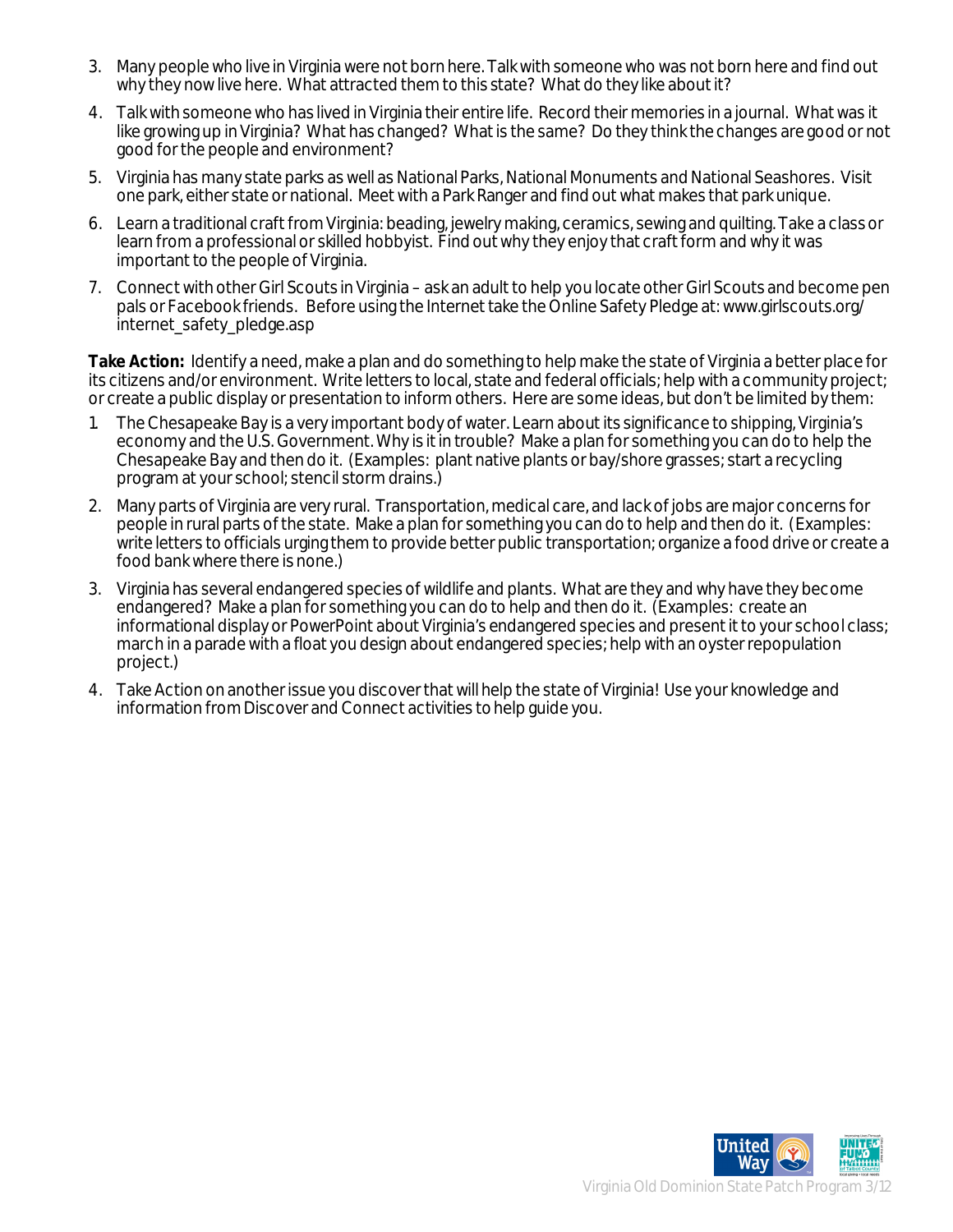3. Many people who live in Virginia were not born here. Talk with someone who was not born here and find out why they now live here. What attracted them to this state? What do they like about it?
4. Talk with someone who has lived in Virginia their entire life. Record their memories in a journal. What was it like growing up in Virginia? What has changed? What is the same? Do they think the changes are good or not good for the people and environment?
5. Virginia has many state parks as well as National Parks, National Monuments and National Seashores. Visit one park, either state or national. Meet with a Park Ranger and find out what makes that park unique.
6. Learn a traditional craft from Virginia: beading, jewelry making, ceramics, sewing and quilting. Take a class or learn from a professional or skilled hobbyist. Find out why they enjoy that craft form and why it was important to the people of Virginia.
7. Connect with other Girl Scouts in Virginia – ask an adult to help you locate other Girl Scouts and become pen pals or Facebook friends. Before using the Internet take the Online Safety Pledge at: www.girlscouts.org/internet_safety_pledge.asp

**Take Action:** Identify a need, make a plan and do something to help make the state of Virginia a better place for its citizens and/or environment. Write letters to local, state and federal officials; help with a community project; or create a public display or presentation to inform others. Here are some ideas, but don't be limited by them:

1. The Chesapeake Bay is a very important body of water. Learn about its significance to shipping, Virginia's economy and the U.S. Government. Why is it in trouble? Make a plan for something you can do to help the Chesapeake Bay and then do it. (Examples: plant native plants or bay/shore grasses; start a recycling program at your school; stencil storm drains.)
2. Many parts of Virginia are very rural. Transportation, medical care, and lack of jobs are major concerns for people in rural parts of the state. Make a plan for something you can do to help and then do it. (Examples: write letters to officials urging them to provide better public transportation; organize a food drive or create a food bank where there is none.)
3. Virginia has several endangered species of wildlife and plants. What are they and why have they become endangered? Make a plan for something you can do to help and then do it. (Examples: create an informational display or PowerPoint about Virginia's endangered species and present it to your school class; march in a parade with a float you design about endangered species; help with an oyster repopulation project.)
4. Take Action on another issue you discover that will help the state of Virginia! Use your knowledge and information from Discover and Connect activities to help guide you.